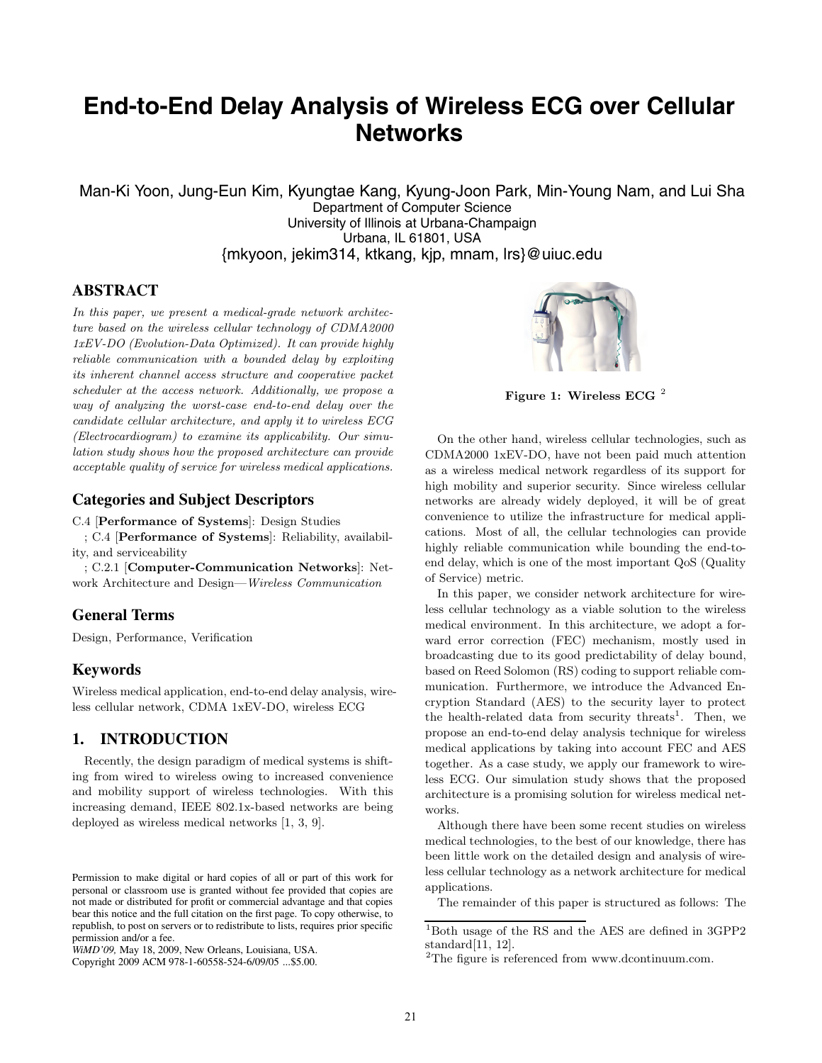# End-to-End Delay Analysis of Wireless ECG over Cellular Networks

Man-Ki Yoon, Jung-Eun Kim, Kyungtae Kang, Kyung-Joon Park, Min-Young Nam, and Lui Sha
Department of Computer Science
University of Illinois at Urbana-Champaign
Urbana, IL 61801, USA
{mkyoon, jekim314, ktkang, kjp, mnam, lrs}@uiuc.edu

## ABSTRACT

*In this paper, we present a medical-grade network architecture based on the wireless cellular technology of CDMA2000 1xEV-DO (Evolution-Data Optimized). It can provide highly reliable communication with a bounded delay by exploiting its inherent channel access structure and cooperative packet scheduler at the access network. Additionally, we propose a way of analyzing the worst-case end-to-end delay over the candidate cellular architecture, and apply it to wireless ECG (Electrocardiogram) to examine its applicability. Our simulation study shows how the proposed architecture can provide acceptable quality of service for wireless medical applications.*

## Categories and Subject Descriptors

C.4 [**Performance of Systems**]: Design Studies
; C.4 [**Performance of Systems**]: Reliability, availability, and serviceability
; C.2.1 [**Computer-Communication Networks**]: Network Architecture and Design—*Wireless Communication*

## General Terms

Design, Performance, Verification

## Keywords

Wireless medical application, end-to-end delay analysis, wireless cellular network, CDMA 1xEV-DO, wireless ECG

## 1. INTRODUCTION

Recently, the design paradigm of medical systems is shifting from wired to wireless owing to increased convenience and mobility support of wireless technologies. With this increasing demand, IEEE 802.1x-based networks are being deployed as wireless medical networks [1, 3, 9].

**Figure 1: Wireless ECG** [2]

On the other hand, wireless cellular technologies, such as CDMA2000 1xEV-DO, have not been paid much attention as a wireless medical network regardless of its support for high mobility and superior security. Since wireless cellular networks are already widely deployed, it will be of great convenience to utilize the infrastructure for medical applications. Most of all, the cellular technologies can provide highly reliable communication while bounding the end-to-end delay, which is one of the most important QoS (Quality of Service) metric.

In this paper, we consider network architecture for wireless cellular technology as a viable solution to the wireless medical environment. In this architecture, we adopt a forward error correction (FEC) mechanism, mostly used in broadcasting due to its good predictability of delay bound, based on Reed Solomon (RS) coding to support reliable communication. Furthermore, we introduce the Advanced Encryption Standard (AES) to the security layer to protect the health-related data from security threats[1]. Then, we propose an end-to-end delay analysis technique for wireless medical applications by taking into account FEC and AES together. As a case study, we apply our framework to wireless ECG. Our simulation study shows that the proposed architecture is a promising solution for wireless medical networks.

Although there have been some recent studies on wireless medical technologies, to the best of our knowledge, there has been little work on the detailed design and analysis of wireless cellular technology as a network architecture for medical applications.

The remainder of this paper is structured as follows: The

[1]Both usage of the RS and the AES are defined in 3GPP2 standard[11, 12].

[2]The figure is referenced from www.dcontinuum.com.

Permission to make digital or hard copies of all or part of this work for personal or classroom use is granted without fee provided that copies are not made or distributed for profit or commercial advantage and that copies bear this notice and the full citation on the first page. To copy otherwise, to republish, to post on servers or to redistribute to lists, requires prior specific permission and/or a fee.
*WiMD'09,* May 18, 2009, New Orleans, Louisiana, USA.
Copyright 2009 ACM 978-1-60558-524-6/09/05 ...$5.00.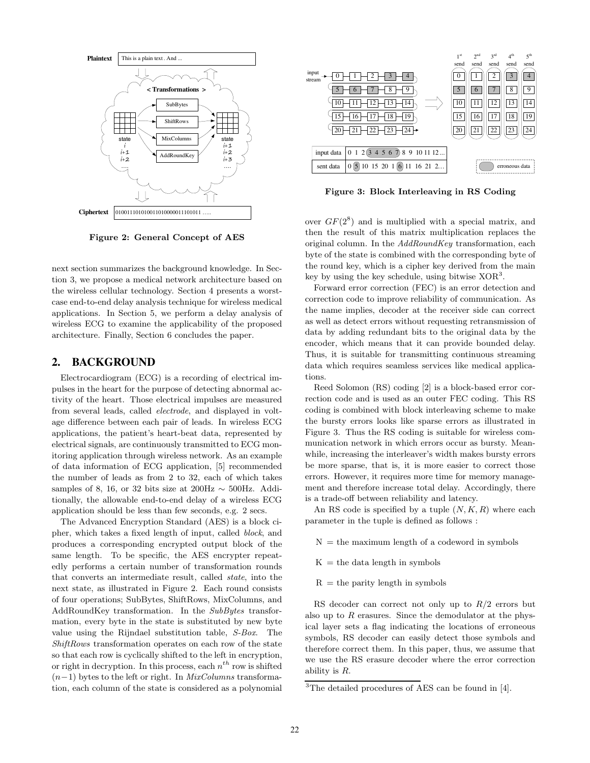Figure 2: General Concept of AES

next section summarizes the background knowledge. In Section 3, we propose a medical network architecture based on the wireless cellular technology. Section 4 presents a worst-case end-to-end delay analysis technique for wireless medical applications. In Section 5, we perform a delay analysis of wireless ECG to examine the applicability of the proposed architecture. Finally, Section 6 concludes the paper.

## 2. BACKGROUND

Electrocardiogram (ECG) is a recording of electrical impulses in the heart for the purpose of detecting abnormal activity of the heart. Those electrical impulses are measured from several leads, called *electrode*, and displayed in voltage difference between each pair of leads. In wireless ECG applications, the patient's heart-beat data, represented by electrical signals, are continuously transmitted to ECG monitoring application through wireless network. As an example of data information of ECG application, [5] recommended the number of leads as from 2 to 32, each of which takes samples of 8, 16, or 32 bits size at 200Hz $\sim$ 500Hz. Additionally, the allowable end-to-end delay of a wireless ECG application should be less than few seconds, e.g. 2 secs.

The Advanced Encryption Standard (AES) is a block cipher, which takes a fixed length of input, called *block*, and produces a corresponding encrypted output block of the same length. To be specific, the AES encrypter repeatedly performs a certain number of transformation rounds that converts an intermediate result, called *state*, into the next state, as illustrated in Figure 2. Each round consists of four operations; SubBytes, ShiftRows, MixColumns, and AddRoundKey transformation. In the *SubBytes* transformation, every byte in the state is substituted by new byte value using the Rijndael substitution table, *S-Box*. The *ShiftRows* transformation operates on each row of the state so that each row is cyclically shifted to the left in encryption, or right in decryption. In this process, each $n^{th}$ row is shifted $(n-1)$ bytes to the left or right. In *MixColumns* transformation, each column of the state is considered as a polynomial over $GF(2^8)$ and is multiplied with a special matrix, and then the result of this matrix multiplication replaces the original column. In the *AddRoundKey* transformation, each byte of the state is combined with the corresponding byte of the round key, which is a cipher key derived from the main key by using the key schedule, using bitwise XOR[3].

Figure 3: Block Interleaving in RS Coding

Forward error correction (FEC) is an error detection and correction code to improve reliability of communication. As the name implies, decoder at the receiver side can correct as well as detect errors without requesting retransmission of data by adding redundant bits to the original data by the encoder, which means that it can provide bounded delay. Thus, it is suitable for transmitting continuous streaming data which requires seamless services like medical applications.

Reed Solomon (RS) coding [2] is a block-based error correction code and is used as an outer FEC coding. This RS coding is combined with block interleaving scheme to make the bursty errors looks like sparse errors as illustrated in Figure 3. Thus the RS coding is suitable for wireless communication network in which errors occur as bursty. Meanwhile, increasing the interleaver's width makes bursty errors be more sparse, that is, it is more easier to correct those errors. However, it requires more time for memory management and therefore increase total delay. Accordingly, there is a trade-off between reliability and latency.

An RS code is specified by a tuple $(N, K, R)$ where each parameter in the tuple is defined as follows :

- N = the maximum length of a codeword in symbols
- K = the data length in symbols
- R = the parity length in symbols

RS decoder can correct not only up to $R/2$ errors but also up to $R$ erasures. Since the demodulator at the physical layer sets a flag indicating the locations of erroneous symbols, RS decoder can easily detect those symbols and therefore correct them. In this paper, thus, we assume that we use the RS erasure decoder where the error correction ability is $R$.

[3] The detailed procedures of AES can be found in [4].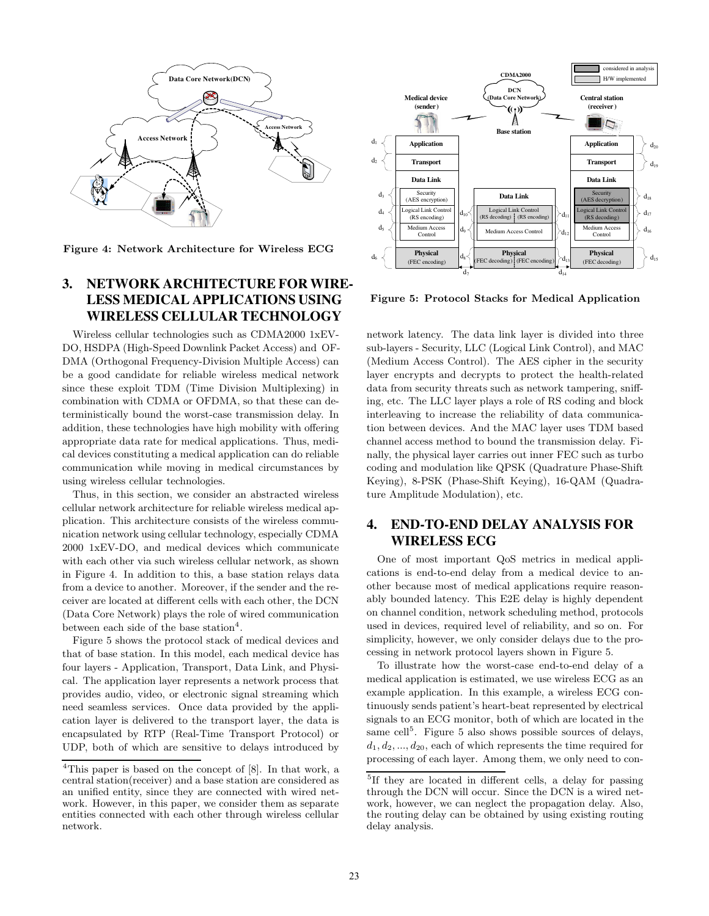Figure 4: Network Architecture for Wireless ECG

## 3. NETWORK ARCHITECTURE FOR WIRELESS MEDICAL APPLICATIONS USING WIRELESS CELLULAR TECHNOLOGY

Wireless cellular technologies such as CDMA2000 1xEV-DO, HSDPA (High-Speed Downlink Packet Access) and OFDMA (Orthogonal Frequency-Division Multiple Access) can be a good candidate for reliable wireless medical network since these exploit TDM (Time Division Multiplexing) in combination with CDMA or OFDMA, so that these can deterministically bound the worst-case transmission delay. In addition, these technologies have high mobility with offering appropriate data rate for medical applications. Thus, medical devices constituting a medical application can do reliable communication while moving in medical circumstances by using wireless cellular technologies.

Thus, in this section, we consider an abstracted wireless cellular network architecture for reliable wireless medical application. This architecture consists of the wireless communication network using cellular technology, especially CDMA 2000 1xEV-DO, and medical devices which communicate with each other via such wireless cellular network, as shown in Figure 4. In addition to this, a base station relays data from a device to another. Moreover, if the sender and the receiver are located at different cells with each other, the DCN (Data Core Network) plays the role of wired communication between each side of the base station[4].

Figure 5 shows the protocol stack of medical devices and that of base station. In this model, each medical device has four layers - Application, Transport, Data Link, and Physical. The application layer represents a network process that provides audio, video, or electronic signal streaming which need seamless services. Once data provided by the application layer is delivered to the transport layer, the data is encapsulated by RTP (Real-Time Transport Protocol) or UDP, both of which are sensitive to delays introduced by network latency. The data link layer is divided into three sub-layers - Security, LLC (Logical Link Control), and MAC (Medium Access Control). The AES cipher in the security layer encrypts and decrypts to protect the health-related data from security threats such as network tampering, sniffing, etc. The LLC layer plays a role of RS coding and block interleaving to increase the reliability of data communication between devices. And the MAC layer uses TDM based channel access method to bound the transmission delay. Finally, the physical layer carries out inner FEC such as turbo coding and modulation like QPSK (Quadrature Phase-Shift Keying), 8-PSK (Phase-Shift Keying), 16-QAM (Quadrature Amplitude Modulation), etc.

Figure 5: Protocol Stacks for Medical Application

## 4. END-TO-END DELAY ANALYSIS FOR WIRELESS ECG

One of most important QoS metrics in medical applications is end-to-end delay from a medical device to another because most of medical applications require reasonably bounded latency. This E2E delay is highly dependent on channel condition, network scheduling method, protocols used in devices, required level of reliability, and so on. For simplicity, however, we only consider delays due to the processing in network protocol layers shown in Figure 5.

To illustrate how the worst-case end-to-end delay of a medical application is estimated, we use wireless ECG as an example application. In this example, a wireless ECG continuously sends patient's heart-beat represented by electrical signals to an ECG monitor, both of which are located in the same cell[5]. Figure 5 also shows possible sources of delays, $d_1, d_2, ..., d_{20}$, each of which represents the time required for processing of each layer. Among them, we only need to con-

[4]This paper is based on the concept of [8]. In that work, a central station(receiver) and a base station are considered as an unified entity, since they are connected with wired network. However, in this paper, we consider them as separate entities connected with each other through wireless cellular network.

[5]If they are located in different cells, a delay for passing through the DCN will occur. Since the DCN is a wired network, however, we can neglect the propagation delay. Also, the routing delay can be obtained by using existing routing delay analysis.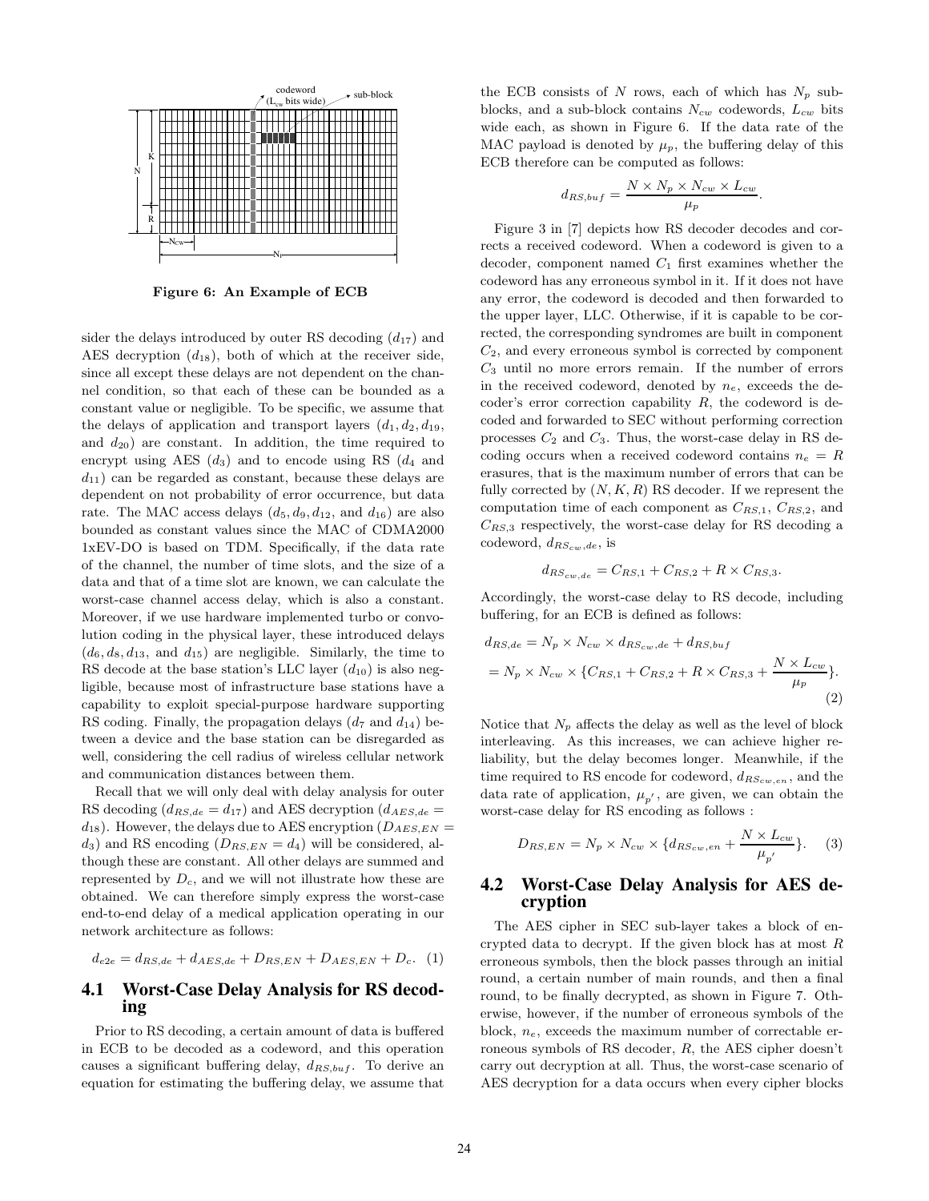Figure 6: An Example of ECB

sider the delays introduced by outer RS decoding ($d_{17}$) and AES decryption ($d_{18}$), both of which at the receiver side, since all except these delays are not dependent on the channel condition, so that each of these can be bounded as a constant value or negligible. To be specific, we assume that the delays of application and transport layers ($d_1, d_2, d_{19}$, and $d_{20}$) are constant. In addition, the time required to encrypt using AES ($d_3$) and to encode using RS ($d_4$ and $d_{11}$) can be regarded as constant, because these delays are dependent on not probability of error occurrence, but data rate. The MAC access delays ($d_5, d_9, d_{12}$, and $d_{16}$) are also bounded as constant values since the MAC of CDMA2000 1xEV-DO is based on TDM. Specifically, if the data rate of the channel, the number of time slots, and the size of a data and that of a time slot are known, we can calculate the worst-case channel access delay, which is also a constant. Moreover, if we use hardware implemented turbo or convolution coding in the physical layer, these introduced delays ($d_6, d_8, d_{13}$, and $d_{15}$) are negligible. Similarly, the time to RS decode at the base station's LLC layer ($d_{10}$) is also negligible, because most of infrastructure base stations have a capability to exploit special-purpose hardware supporting RS coding. Finally, the propagation delays ($d_7$ and $d_{14}$) between a device and the base station can be disregarded as well, considering the cell radius of wireless cellular network and communication distances between them.

Recall that we will only deal with delay analysis for outer RS decoding ($d_{RS,de} = d_{17}$) and AES decryption ($d_{AES,de} = d_{18}$). However, the delays due to AES encryption ($D_{AES,EN} = d_3$) and RS encoding ($D_{RS,EN} = d_4$) will be considered, although these are constant. All other delays are summed and represented by $D_c$, and we will not illustrate how these are obtained. We can therefore simply express the worst-case end-to-end delay of a medical application operating in our network architecture as follows:

$$d_{e2e} = d_{RS,de} + d_{AES,de} + D_{RS,EN} + D_{AES,EN} + D_c. \quad (1)$$

## 4.1 Worst-Case Delay Analysis for RS decoding

Prior to RS decoding, a certain amount of data is buffered in ECB to be decoded as a codeword, and this operation causes a significant buffering delay, $d_{RS,buf}$. To derive an equation for estimating the buffering delay, we assume that the ECB consists of $N$ rows, each of which has $N_p$ sub-blocks, and a sub-block contains $N_{cw}$ codewords, $L_{cw}$ bits wide each, as shown in Figure 6. If the data rate of the MAC payload is denoted by $\mu_p$, the buffering delay of this ECB therefore can be computed as follows:

$$d_{RS,buf} = \frac{N \times N_p \times N_{cw} \times L_{cw}}{\mu_p}.$$

Figure 3 in [7] depicts how RS decoder decodes and corrects a received codeword. When a codeword is given to a decoder, component named $C_1$ first examines whether the codeword has any erroneous symbol in it. If it does not have any error, the codeword is decoded and then forwarded to the upper layer, LLC. Otherwise, if it is capable to be corrected, the corresponding syndromes are built in component $C_2$, and every erroneous symbol is corrected by component $C_3$ until no more errors remain. If the number of errors in the received codeword, denoted by $n_e$, exceeds the decoder's error correction capability $R$, the codeword is decoded and forwarded to SEC without performing correction processes $C_2$ and $C_3$. Thus, the worst-case delay in RS decoding occurs when a received codeword contains $n_e = R$ erasures, that is the maximum number of errors that can be fully corrected by $(N, K, R)$ RS decoder. If we represent the computation time of each component as $C_{RS,1}$, $C_{RS,2}$, and $C_{RS,3}$ respectively, the worst-case delay for RS decoding a codeword, $d_{RS_{cw},de}$, is

$$d_{RS_{cw},de} = C_{RS,1} + C_{RS,2} + R \times C_{RS,3}.$$

Accordingly, the worst-case delay to RS decode, including buffering, for an ECB is defined as follows:

$$\begin{aligned} d_{RS,de} &= N_p \times N_{cw} \times d_{RS_{cw},de} + d_{RS,buf} \\ &= N_p \times N_{cw} \times \{C_{RS,1} + C_{RS,2} + R \times C_{RS,3} + \frac{N \times L_{cw}}{\mu_p}\}. \end{aligned} \quad (2)$$

Notice that $N_p$ affects the delay as well as the level of block interleaving. As this increases, we can achieve higher reliability, but the delay becomes longer. Meanwhile, if the time required to RS encode for codeword, $d_{RS_{cw},en}$, and the data rate of application, $\mu_{p'}$, are given, we can obtain the worst-case delay for RS encoding as follows :

$$D_{RS,EN} = N_p \times N_{cw} \times \{d_{RS_{cw},en} + \frac{N \times L_{cw}}{\mu_{p'}}\}. \quad (3)$$

## 4.2 Worst-Case Delay Analysis for AES decryption

The AES cipher in SEC sub-layer takes a block of encrypted data to decrypt. If the given block has at most $R$ erroneous symbols, then the block passes through an initial round, a certain number of main rounds, and then a final round, to be finally decrypted, as shown in Figure 7. Otherwise, however, if the number of erroneous symbols of the block, $n_e$, exceeds the maximum number of correctable erroneous symbols of RS decoder, $R$, the AES cipher doesn't carry out decryption at all. Thus, the worst-case scenario of AES decryption for a data occurs when every cipher blocks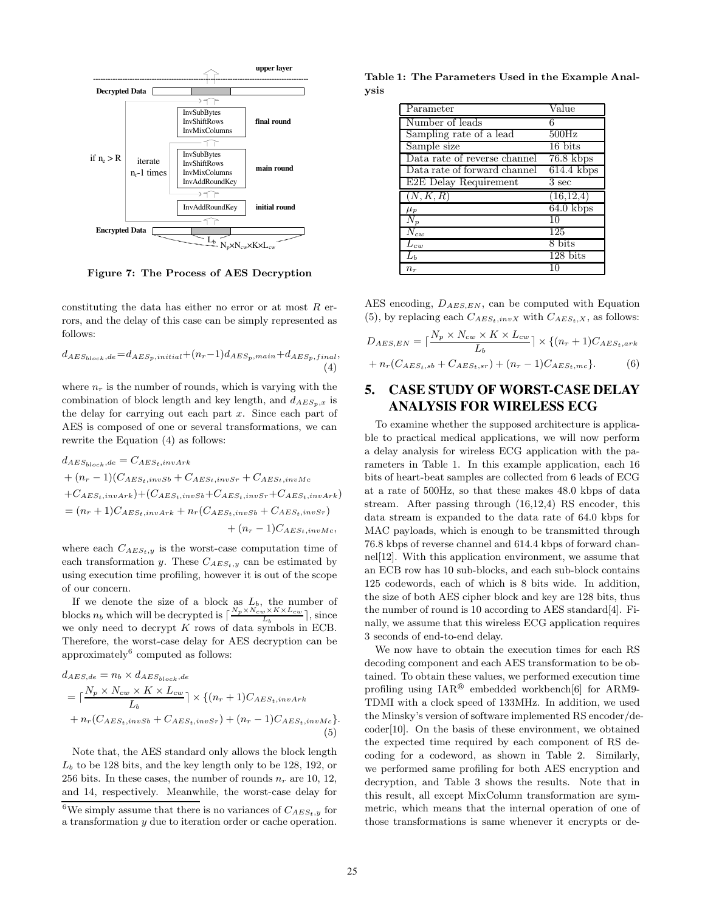Figure 7: The Process of AES Decryption

constituting the data has either no error or at most $R$ errors, and the delay of this case can be simply represented as follows:

$$d_{AES_{block},de} = d_{AES_p,initial} + (n_r - 1)d_{AES_p,main} + d_{AES_p,final}, \quad (4)$$

where $n_r$ is the number of rounds, which is varying with the combination of block length and key length, and $d_{AES_p,x}$ is the delay for carrying out each part $x$. Since each part of AES is composed of one or several transformations, we can rewrite the Equation (4) as follows:

$$\begin{aligned} d_{AES_{block},de} &= C_{AES_t,invArk} \\ &+ (n_r - 1)(C_{AES_t,invSb} + C_{AES_t,invSr} + C_{AES_t,invMc} \\ &+ C_{AES_t,invArk}) + (C_{AES_t,invSb} + C_{AES_t,invSr} + C_{AES_t,invArk}) \\ &= (n_r + 1)C_{AES_t,invArk} + n_r(C_{AES_t,invSb} + C_{AES_t,invSr}) \\ &\quad + (n_r - 1)C_{AES_t,invMc}, \end{aligned}$$

where each $C_{AES_t,y}$ is the worst-case computation time of each transformation $y$. These $C_{AES_t,y}$ can be estimated by using execution time profiling, however it is out of the scope of our concern.

If we denote the size of a block as $L_b$, the number of blocks $n_b$ which will be decrypted is $\lceil \frac{N_p \times N_{cw} \times K \times L_{cw}}{L_b} \rceil$, since we only need to decrypt $K$ rows of data symbols in ECB. Therefore, the worst-case delay for AES decryption can be approximately[6] computed as follows:

$$\begin{aligned} d_{AES,de} &= n_b \times d_{AES_{block},de} \\ &= \lceil \frac{N_p \times N_{cw} \times K \times L_{cw}}{L_b} \rceil \times \{(n_r + 1)C_{AES_t,invArk} \\ &+ n_r(C_{AES_t,invSb} + C_{AES_t,invSr}) + (n_r - 1)C_{AES_t,invMc}\}. \end{aligned} \quad (5)$$

Note that, the AES standard only allows the block length $L_b$ to be 128 bits, and the key length only to be 128, 192, or 256 bits. In these cases, the number of rounds $n_r$ are 10, 12, and 14, respectively. Meanwhile, the worst-case delay for AES encoding, $D_{AES,EN}$, can be computed with Equation (5), by replacing each $C_{AES_t,invX}$ with $C_{AES_t,X}$, as follows:

$$\begin{aligned} D_{AES,EN} &= \lceil \frac{N_p \times N_{cw} \times K \times L_{cw}}{L_b} \rceil \times \{(n_r + 1)C_{AES_t,ark} \\ &+ n_r(C_{AES_t,sb} + C_{AES_t,sr}) + (n_r - 1)C_{AES_t,mc}\}. \end{aligned} \quad (6)$$

[6] We simply assume that there is no variances of $C_{AES_t,y}$ for a transformation $y$ due to iteration order or cache operation.

**Table 1: The Parameters Used in the Example Analysis**

| Parameter | Value |
|---|---|
| Number of leads | 6 |
| Sampling rate of a lead | 500Hz |
| Sample size | 16 bits |
| Data rate of reverse channel | 76.8 kbps |
| Data rate of forward channel | 614.4 kbps |
| E2E Delay Requirement | 3 sec |
| $(N, K, R)$ | (16,12,4) |
| $\mu_p$ | 64.0 kbps |
| $N_p$ | 10 |
| $N_{cw}$ | 125 |
| $L_{cw}$ | 8 bits |
| $L_b$ | 128 bits |
| $n_r$ | 10 |

## 5. CASE STUDY OF WORST-CASE DELAY ANALYSIS FOR WIRELESS ECG

To examine whether the supposed architecture is applicable to practical medical applications, we will now perform a delay analysis for wireless ECG application with the parameters in Table 1. In this example application, each 16 bits of heart-beat samples are collected from 6 leads of ECG at a rate of 500Hz, so that these makes 48.0 kbps of data stream. After passing through (16,12,4) RS encoder, this data stream is expanded to the data rate of 64.0 kbps for MAC payloads, which is enough to be transmitted through 76.8 kbps of reverse channel and 614.4 kbps of forward channel[12]. With this application environment, we assume that an ECB row has 10 sub-blocks, and each sub-block contains 125 codewords, each of which is 8 bits wide. In addition, the size of both AES cipher block and key are 128 bits, thus the number of round is 10 according to AES standard[4]. Finally, we assume that this wireless ECG application requires 3 seconds of end-to-end delay.

We now have to obtain the execution times for each RS decoding component and each AES transformation to be obtained. To obtain these values, we performed execution time profiling using IAR® embedded workbench[6] for ARM9-TDMI with a clock speed of 133MHz. In addition, we used the Minsky's version of software implemented RS encoder/decoder[10]. On the basis of these environment, we obtained the expected time required by each component of RS decoding for a codeword, as shown in Table 2. Similarly, we performed same profiling for both AES encryption and decryption, and Table 3 shows the results. Note that in this result, all except MixColumn transformation are symmetric, which means that the internal operation of one of those transformations is same whenever it encrypts or de-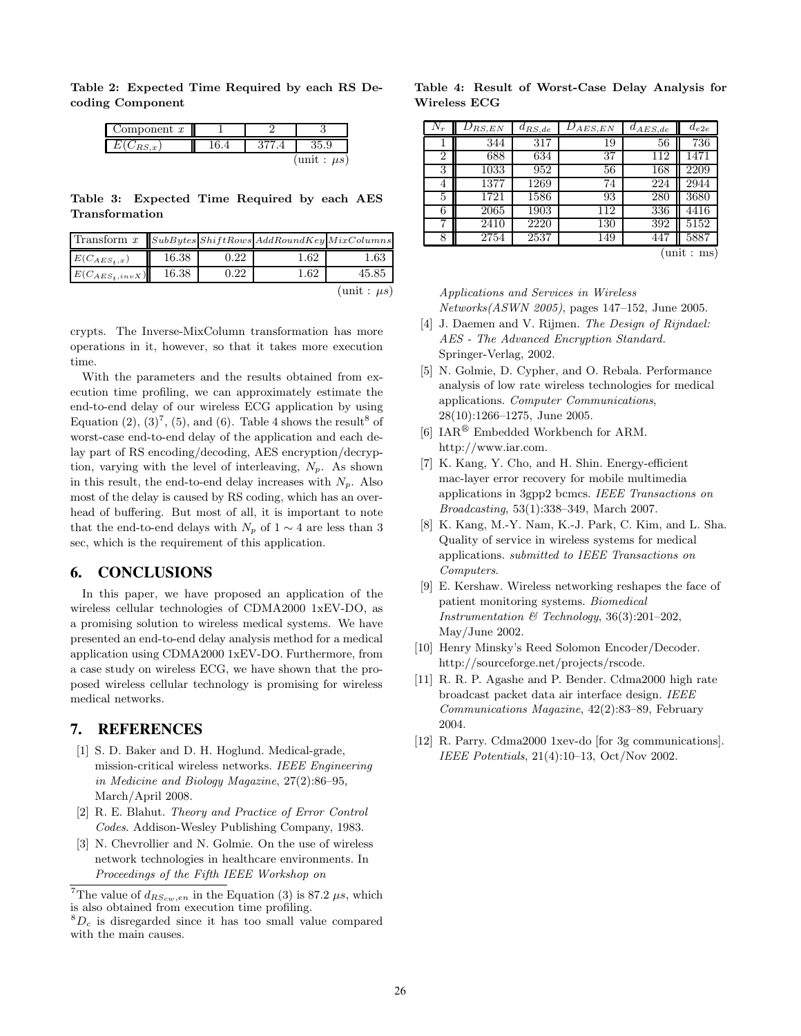**Table 2: Expected Time Required by each RS Decoding Component**

| Component $x$ | 1 | 2 | 3 |
|---|---|---|---|
| $E(C_{RS,x})$ | 16.4 | 377.4 | 35.9 |

(unit : $\mu s$)

**Table 3: Expected Time Required by each AES Transformation**

| Transform $x$ | *SubBytes* | *ShiftRows* | *AddRoundKey* | *MixColumns* |
|---|---|---|---|---|
| $E(C_{AES_t,x})$ | 16.38 | 0.22 | 1.62 | 1.63 |
| $E(C_{AES_t,invX})$ | 16.38 | 0.22 | 1.62 | 45.85 |

(unit : $\mu s$)

crypts. The Inverse-MixColumn transformation has more operations in it, however, so that it takes more execution time.

With the parameters and the results obtained from execution time profiling, we can approximately estimate the end-to-end delay of our wireless ECG application by using Equation (2), (3)[7], (5), and (6). Table 4 shows the result[8] of worst-case end-to-end delay of the application and each delay part of RS encoding/decoding, AES encryption/decryption, varying with the level of interleaving, $N_p$. As shown in this result, the end-to-end delay increases with $N_p$. Also most of the delay is caused by RS coding, which has an overhead of buffering. But most of all, it is important to note that the end-to-end delays with $N_p$ of $1 \sim 4$ are less than 3 sec, which is the requirement of this application.

## 6. CONCLUSIONS

In this paper, we have proposed an application of the wireless cellular technologies of CDMA2000 1xEV-DO, as a promising solution to wireless medical systems. We have presented an end-to-end delay analysis method for a medical application using CDMA2000 1xEV-DO. Furthermore, from a case study on wireless ECG, we have shown that the proposed wireless cellular technology is promising for wireless medical networks.

## 7. REFERENCES

[1] S. D. Baker and D. H. Hoglund. Medical-grade, mission-critical wireless networks. *IEEE Engineering in Medicine and Biology Magazine*, 27(2):86–95, March/April 2008.

[2] R. E. Blahut. *Theory and Practice of Error Control Codes*. Addison-Wesley Publishing Company, 1983.

[3] N. Chevrollier and N. Golmie. On the use of wireless network technologies in healthcare environments. In *Proceedings of the Fifth IEEE Workshop on Applications and Services in Wireless Networks(ASWN 2005)*, pages 147–152, June 2005.

[4] J. Daemen and V. Rijmen. *The Design of Rijndael: AES - The Advanced Encryption Standard.* Springer-Verlag, 2002.

[5] N. Golmie, D. Cypher, and O. Rebala. Performance analysis of low rate wireless technologies for medical applications. *Computer Communications*, 28(10):1266–1275, June 2005.

[6] IAR® Embedded Workbench for ARM. http://www.iar.com.

[7] K. Kang, Y. Cho, and H. Shin. Energy-efficient mac-layer error recovery for mobile multimedia applications in 3gpp2 bcmcs. *IEEE Transactions on Broadcasting*, 53(1):338–349, March 2007.

[8] K. Kang, M.-Y. Nam, K.-J. Park, C. Kim, and L. Sha. Quality of service in wireless systems for medical applications. *submitted to IEEE Transactions on Computers*.

[9] E. Kershaw. Wireless networking reshapes the face of patient monitoring systems. *Biomedical Instrumentation & Technology*, 36(3):201–202, May/June 2002.

[10] Henry Minsky's Reed Solomon Encoder/Decoder. http://sourceforge.net/projects/rscode.

[11] R. R. P. Agashe and P. Bender. Cdma2000 high rate broadcast packet data air interface design. *IEEE Communications Magazine*, 42(2):83–89, February 2004.

[12] R. Parry. Cdma2000 1xev-do [for 3g communications]. *IEEE Potentials*, 21(4):10–13, Oct/Nov 2002.

**Table 4: Result of Worst-Case Delay Analysis for Wireless ECG**

| $N_r$ | $D_{RS,EN}$ | $d_{RS,de}$ | $D_{AES,EN}$ | $d_{AES,de}$ | $d_{e2e}$ |
|---|---|---|---|---|---|
| 1 | 344 | 317 | 19 | 56 | 736 |
| 2 | 688 | 634 | 37 | 112 | 1471 |
| 3 | 1033 | 952 | 56 | 168 | 2209 |
| 4 | 1377 | 1269 | 74 | 224 | 2944 |
| 5 | 1721 | 1586 | 93 | 280 | 3680 |
| 6 | 2065 | 1903 | 112 | 336 | 4416 |
| 7 | 2410 | 2220 | 130 | 392 | 5152 |
| 8 | 2754 | 2537 | 149 | 447 | 5887 |

(unit : ms)

[7] The value of $d_{RS_{cw},en}$ in the Equation (3) is 87.2 $\mu s$, which is also obtained from execution time profiling.

[8] $D_c$ is disregarded since it has too small value compared with the main causes.